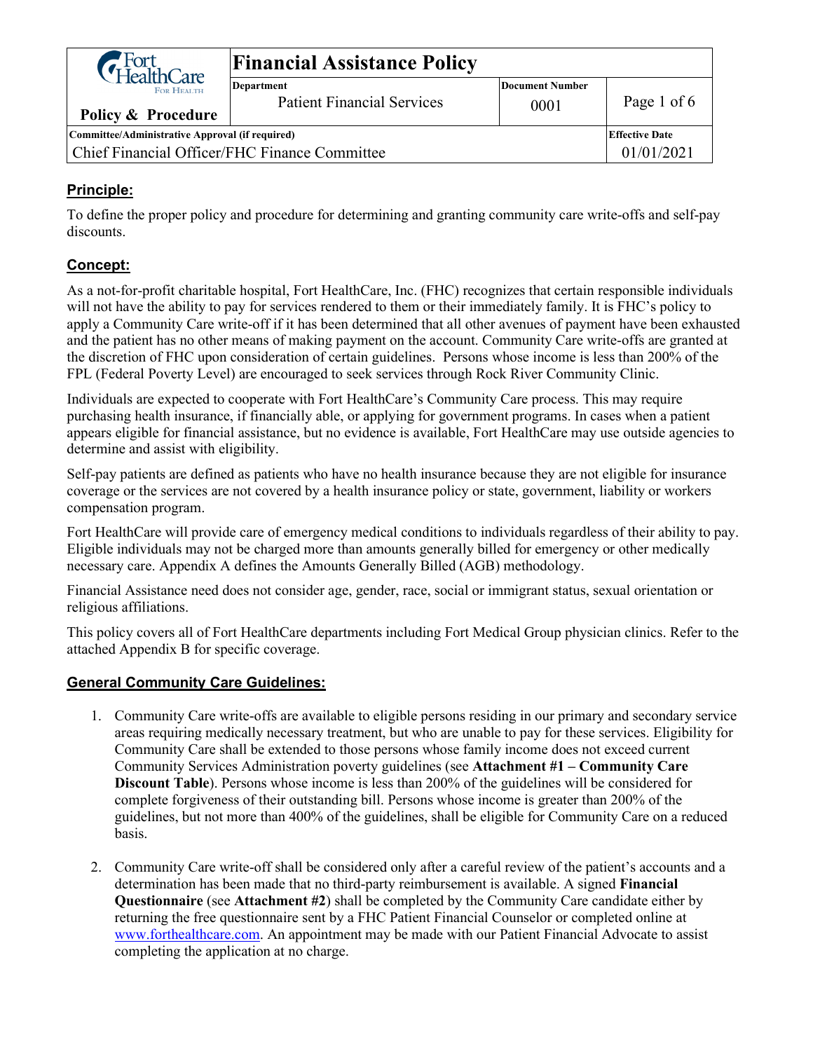| Fort HealthCare For Health | **Financial Assistance Policy** | | |
|---|---|---|---|
| **Policy & Procedure** | **Department** Patient Financial Services | **Document Number** 0001 | Page 1 of 6 |
| **Committee/Administrative Approval (if required)** Chief Financial Officer/FHC Finance Committee | | | **Effective Date** 01/01/2021 |

## Principle:

To define the proper policy and procedure for determining and granting community care write-offs and self-pay discounts.

## Concept:

As a not-for-profit charitable hospital, Fort HealthCare, Inc. (FHC) recognizes that certain responsible individuals will not have the ability to pay for services rendered to them or their immediately family. It is FHC's policy to apply a Community Care write-off if it has been determined that all other avenues of payment have been exhausted and the patient has no other means of making payment on the account. Community Care write-offs are granted at the discretion of FHC upon consideration of certain guidelines. Persons whose income is less than 200% of the FPL (Federal Poverty Level) are encouraged to seek services through Rock River Community Clinic.

Individuals are expected to cooperate with Fort HealthCare's Community Care process. This may require purchasing health insurance, if financially able, or applying for government programs. In cases when a patient appears eligible for financial assistance, but no evidence is available, Fort HealthCare may use outside agencies to determine and assist with eligibility.

Self-pay patients are defined as patients who have no health insurance because they are not eligible for insurance coverage or the services are not covered by a health insurance policy or state, government, liability or workers compensation program.

Fort HealthCare will provide care of emergency medical conditions to individuals regardless of their ability to pay. Eligible individuals may not be charged more than amounts generally billed for emergency or other medically necessary care. Appendix A defines the Amounts Generally Billed (AGB) methodology.

Financial Assistance need does not consider age, gender, race, social or immigrant status, sexual orientation or religious affiliations.

This policy covers all of Fort HealthCare departments including Fort Medical Group physician clinics. Refer to the attached Appendix B for specific coverage.

## General Community Care Guidelines:

1. Community Care write-offs are available to eligible persons residing in our primary and secondary service areas requiring medically necessary treatment, but who are unable to pay for these services. Eligibility for Community Care shall be extended to those persons whose family income does not exceed current Community Services Administration poverty guidelines (see **Attachment #1 – Community Care Discount Table**). Persons whose income is less than 200% of the guidelines will be considered for complete forgiveness of their outstanding bill. Persons whose income is greater than 200% of the guidelines, but not more than 400% of the guidelines, shall be eligible for Community Care on a reduced basis.

2. Community Care write-off shall be considered only after a careful review of the patient's accounts and a determination has been made that no third-party reimbursement is available. A signed **Financial Questionnaire** (see **Attachment #2**) shall be completed by the Community Care candidate either by returning the free questionnaire sent by a FHC Patient Financial Counselor or completed online at www.forthealthcare.com. An appointment may be made with our Patient Financial Advocate to assist completing the application at no charge.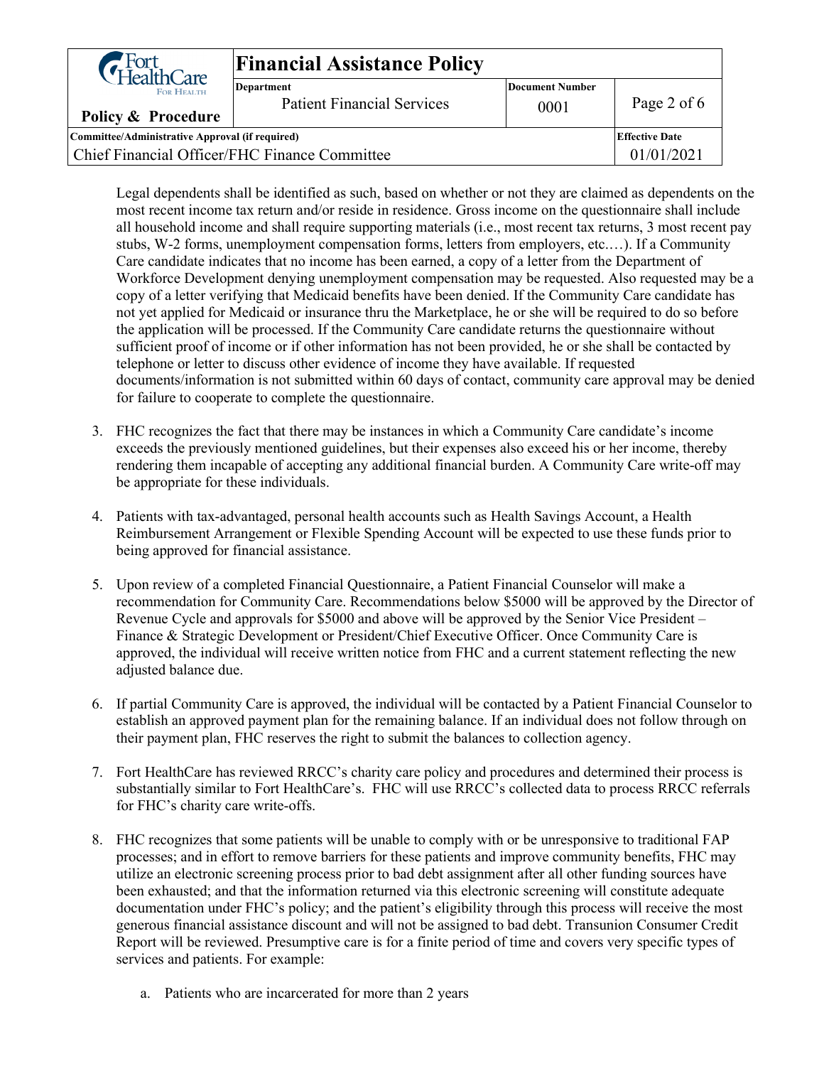Legal dependents shall be identified as such, based on whether or not they are claimed as dependents on the most recent income tax return and/or reside in residence. Gross income on the questionnaire shall include all household income and shall require supporting materials (i.e., most recent tax returns, 3 most recent pay stubs, W-2 forms, unemployment compensation forms, letters from employers, etc.…). If a Community Care candidate indicates that no income has been earned, a copy of a letter from the Department of Workforce Development denying unemployment compensation may be requested. Also requested may be a copy of a letter verifying that Medicaid benefits have been denied. If the Community Care candidate has not yet applied for Medicaid or insurance thru the Marketplace, he or she will be required to do so before the application will be processed. If the Community Care candidate returns the questionnaire without sufficient proof of income or if other information has not been provided, he or she shall be contacted by telephone or letter to discuss other evidence of income they have available. If requested documents/information is not submitted within 60 days of contact, community care approval may be denied for failure to cooperate to complete the questionnaire.

3. FHC recognizes the fact that there may be instances in which a Community Care candidate's income exceeds the previously mentioned guidelines, but their expenses also exceed his or her income, thereby rendering them incapable of accepting any additional financial burden. A Community Care write-off may be appropriate for these individuals.

4. Patients with tax-advantaged, personal health accounts such as Health Savings Account, a Health Reimbursement Arrangement or Flexible Spending Account will be expected to use these funds prior to being approved for financial assistance.

5. Upon review of a completed Financial Questionnaire, a Patient Financial Counselor will make a recommendation for Community Care. Recommendations below $5000 will be approved by the Director of Revenue Cycle and approvals for $5000 and above will be approved by the Senior Vice President – Finance & Strategic Development or President/Chief Executive Officer. Once Community Care is approved, the individual will receive written notice from FHC and a current statement reflecting the new adjusted balance due.

6. If partial Community Care is approved, the individual will be contacted by a Patient Financial Counselor to establish an approved payment plan for the remaining balance. If an individual does not follow through on their payment plan, FHC reserves the right to submit the balances to collection agency.

7. Fort HealthCare has reviewed RRCC's charity care policy and procedures and determined their process is substantially similar to Fort HealthCare's. FHC will use RRCC's collected data to process RRCC referrals for FHC's charity care write-offs.

8. FHC recognizes that some patients will be unable to comply with or be unresponsive to traditional FAP processes; and in effort to remove barriers for these patients and improve community benefits, FHC may utilize an electronic screening process prior to bad debt assignment after all other funding sources have been exhausted; and that the information returned via this electronic screening will constitute adequate documentation under FHC's policy; and the patient's eligibility through this process will receive the most generous financial assistance discount and will not be assigned to bad debt. Transunion Consumer Credit Report will be reviewed. Presumptive care is for a finite period of time and covers very specific types of services and patients. For example:

    a. Patients who are incarcerated for more than 2 years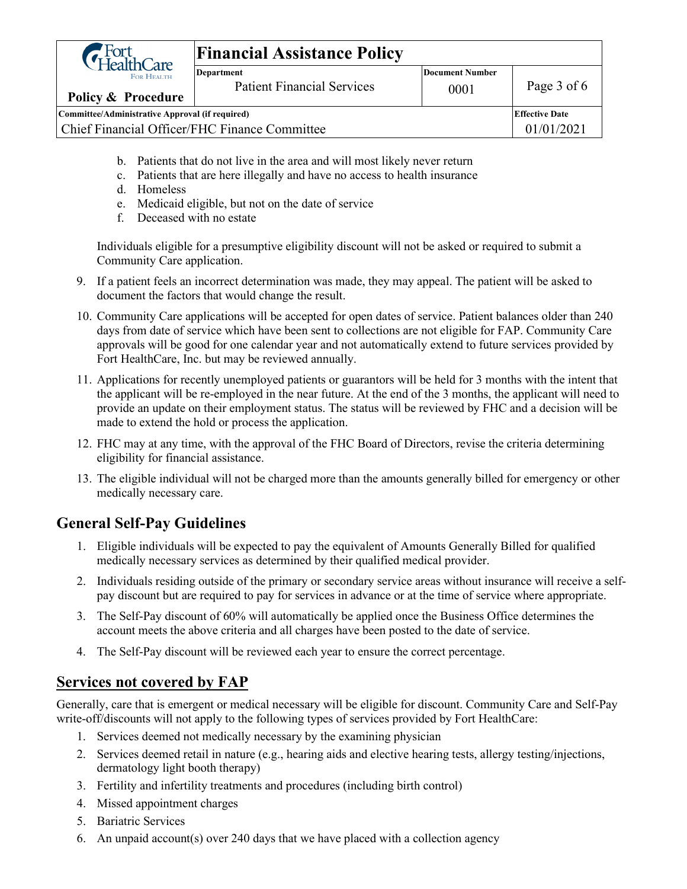b. Patients that do not live in the area and will most likely never return
c. Patients that are here illegally and have no access to health insurance
d. Homeless
e. Medicaid eligible, but not on the date of service
f. Deceased with no estate

Individuals eligible for a presumptive eligibility discount will not be asked or required to submit a Community Care application.

9. If a patient feels an incorrect determination was made, they may appeal. The patient will be asked to document the factors that would change the result.
10. Community Care applications will be accepted for open dates of service. Patient balances older than 240 days from date of service which have been sent to collections are not eligible for FAP. Community Care approvals will be good for one calendar year and not automatically extend to future services provided by Fort HealthCare, Inc. but may be reviewed annually.
11. Applications for recently unemployed patients or guarantors will be held for 3 months with the intent that the applicant will be re-employed in the near future. At the end of the 3 months, the applicant will need to provide an update on their employment status. The status will be reviewed by FHC and a decision will be made to extend the hold or process the application.
12. FHC may at any time, with the approval of the FHC Board of Directors, revise the criteria determining eligibility for financial assistance.
13. The eligible individual will not be charged more than the amounts generally billed for emergency or other medically necessary care.

## General Self-Pay Guidelines

1. Eligible individuals will be expected to pay the equivalent of Amounts Generally Billed for qualified medically necessary services as determined by their qualified medical provider.
2. Individuals residing outside of the primary or secondary service areas without insurance will receive a self-pay discount but are required to pay for services in advance or at the time of service where appropriate.
3. The Self-Pay discount of 60% will automatically be applied once the Business Office determines the account meets the above criteria and all charges have been posted to the date of service.
4. The Self-Pay discount will be reviewed each year to ensure the correct percentage.

## Services not covered by FAP

Generally, care that is emergent or medical necessary will be eligible for discount. Community Care and Self-Pay write-off/discounts will not apply to the following types of services provided by Fort HealthCare:

1. Services deemed not medically necessary by the examining physician
2. Services deemed retail in nature (e.g., hearing aids and elective hearing tests, allergy testing/injections, dermatology light booth therapy)
3. Fertility and infertility treatments and procedures (including birth control)
4. Missed appointment charges
5. Bariatric Services
6. An unpaid account(s) over 240 days that we have placed with a collection agency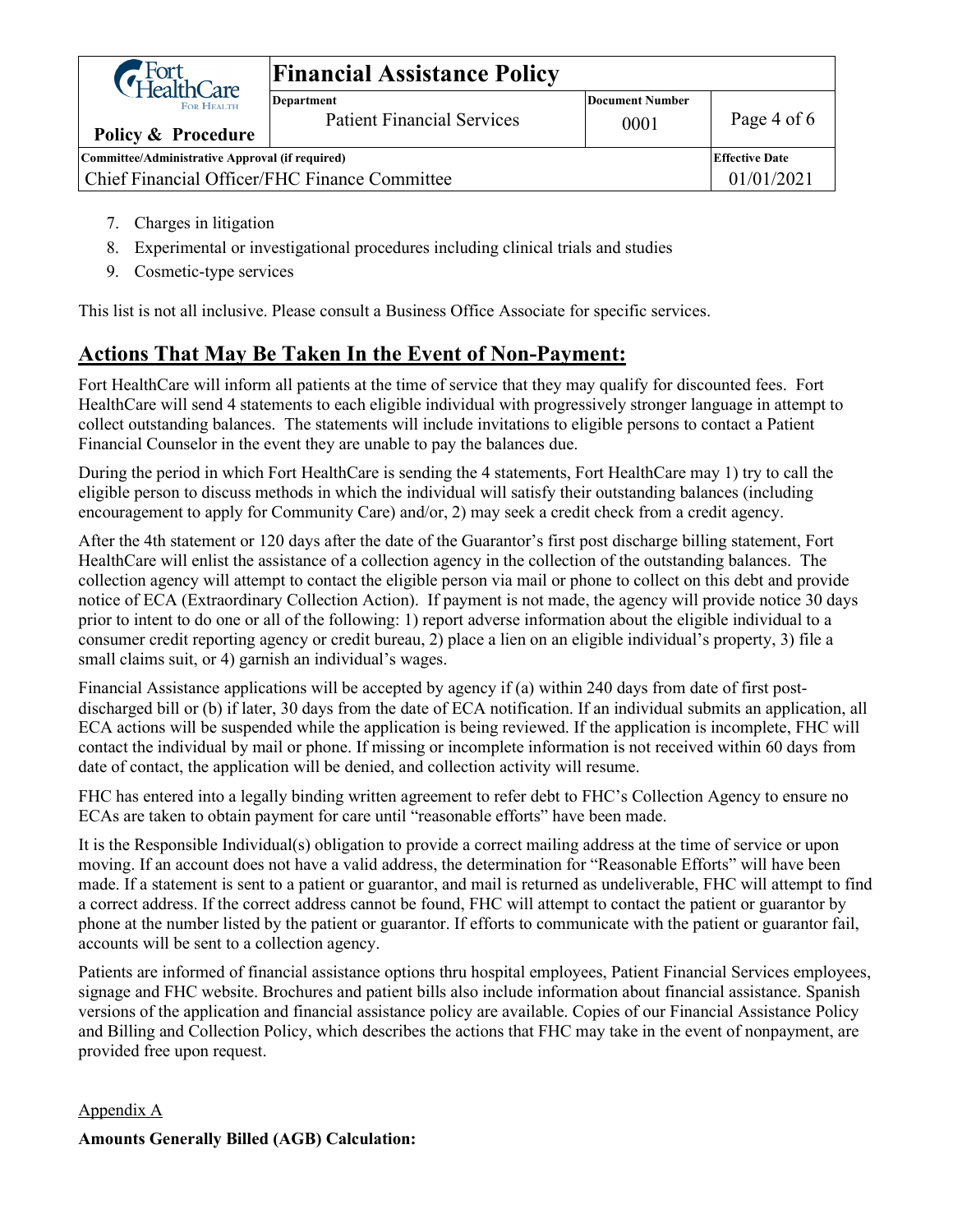7. Charges in litigation
8. Experimental or investigational procedures including clinical trials and studies
9. Cosmetic-type services

This list is not all inclusive. Please consult a Business Office Associate for specific services.

## Actions That May Be Taken In the Event of Non-Payment:

Fort HealthCare will inform all patients at the time of service that they may qualify for discounted fees. Fort HealthCare will send 4 statements to each eligible individual with progressively stronger language in attempt to collect outstanding balances. The statements will include invitations to eligible persons to contact a Patient Financial Counselor in the event they are unable to pay the balances due.

During the period in which Fort HealthCare is sending the 4 statements, Fort HealthCare may 1) try to call the eligible person to discuss methods in which the individual will satisfy their outstanding balances (including encouragement to apply for Community Care) and/or, 2) may seek a credit check from a credit agency.

After the 4th statement or 120 days after the date of the Guarantor's first post discharge billing statement, Fort HealthCare will enlist the assistance of a collection agency in the collection of the outstanding balances. The collection agency will attempt to contact the eligible person via mail or phone to collect on this debt and provide notice of ECA (Extraordinary Collection Action). If payment is not made, the agency will provide notice 30 days prior to intent to do one or all of the following: 1) report adverse information about the eligible individual to a consumer credit reporting agency or credit bureau, 2) place a lien on an eligible individual's property, 3) file a small claims suit, or 4) garnish an individual's wages.

Financial Assistance applications will be accepted by agency if (a) within 240 days from date of first post-discharged bill or (b) if later, 30 days from the date of ECA notification. If an individual submits an application, all ECA actions will be suspended while the application is being reviewed. If the application is incomplete, FHC will contact the individual by mail or phone. If missing or incomplete information is not received within 60 days from date of contact, the application will be denied, and collection activity will resume.

FHC has entered into a legally binding written agreement to refer debt to FHC's Collection Agency to ensure no ECAs are taken to obtain payment for care until "reasonable efforts" have been made.

It is the Responsible Individual(s) obligation to provide a correct mailing address at the time of service or upon moving. If an account does not have a valid address, the determination for "Reasonable Efforts" will have been made. If a statement is sent to a patient or guarantor, and mail is returned as undeliverable, FHC will attempt to find a correct address. If the correct address cannot be found, FHC will attempt to contact the patient or guarantor by phone at the number listed by the patient or guarantor. If efforts to communicate with the patient or guarantor fail, accounts will be sent to a collection agency.

Patients are informed of financial assistance options thru hospital employees, Patient Financial Services employees, signage and FHC website. Brochures and patient bills also include information about financial assistance. Spanish versions of the application and financial assistance policy are available. Copies of our Financial Assistance Policy and Billing and Collection Policy, which describes the actions that FHC may take in the event of nonpayment, are provided free upon request.

Appendix A

**Amounts Generally Billed (AGB) Calculation:**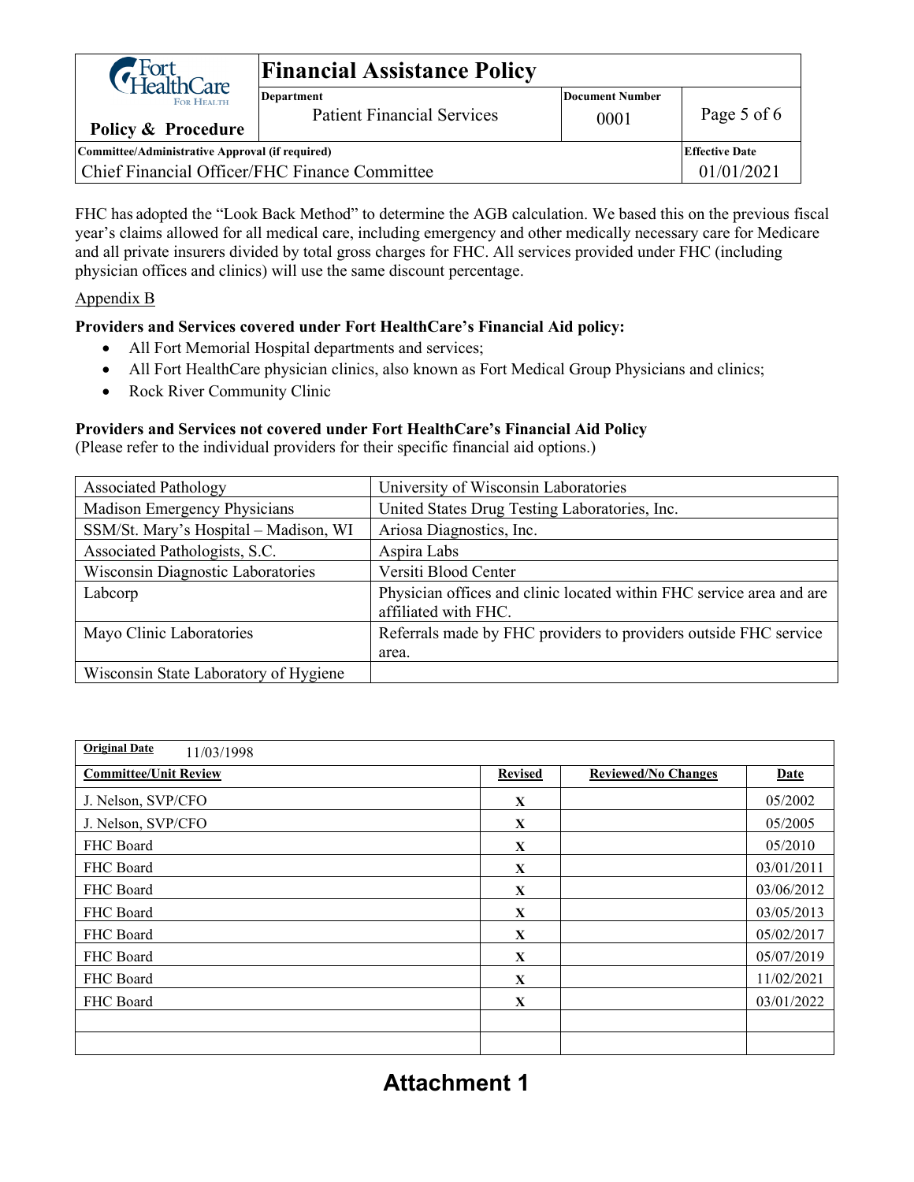FHC has adopted the "Look Back Method" to determine the AGB calculation. We based this on the previous fiscal year's claims allowed for all medical care, including emergency and other medically necessary care for Medicare and all private insurers divided by total gross charges for FHC. All services provided under FHC (including physician offices and clinics) will use the same discount percentage.

Appendix B

**Providers and Services covered under Fort HealthCare's Financial Aid policy:**

- All Fort Memorial Hospital departments and services;
- All Fort HealthCare physician clinics, also known as Fort Medical Group Physicians and clinics;
- Rock River Community Clinic

**Providers and Services not covered under Fort HealthCare's Financial Aid Policy**
(Please refer to the individual providers for their specific financial aid options.)

| | |
|---|---|
| Associated Pathology | University of Wisconsin Laboratories |
| Madison Emergency Physicians | United States Drug Testing Laboratories, Inc. |
| SSM/St. Mary's Hospital – Madison, WI | Ariosa Diagnostics, Inc. |
| Associated Pathologists, S.C. | Aspira Labs |
| Wisconsin Diagnostic Laboratories | Versiti Blood Center |
| Labcorp | Physician offices and clinic located within FHC service area and are affiliated with FHC. |
| Mayo Clinic Laboratories | Referrals made by FHC providers to providers outside FHC service area. |
| Wisconsin State Laboratory of Hygiene | |

**Original Date** 11/03/1998

| Committee/Unit Review | Revised | Reviewed/No Changes | Date |
|---|---|---|---|
| J. Nelson, SVP/CFO | X | | 05/2002 |
| J. Nelson, SVP/CFO | X | | 05/2005 |
| FHC Board | X | | 05/2010 |
| FHC Board | X | | 03/01/2011 |
| FHC Board | X | | 03/06/2012 |
| FHC Board | X | | 03/05/2013 |
| FHC Board | X | | 05/02/2017 |
| FHC Board | X | | 05/07/2019 |
| FHC Board | X | | 11/02/2021 |
| FHC Board | X | | 03/01/2022 |
| | | | |
| | | | |

# Attachment 1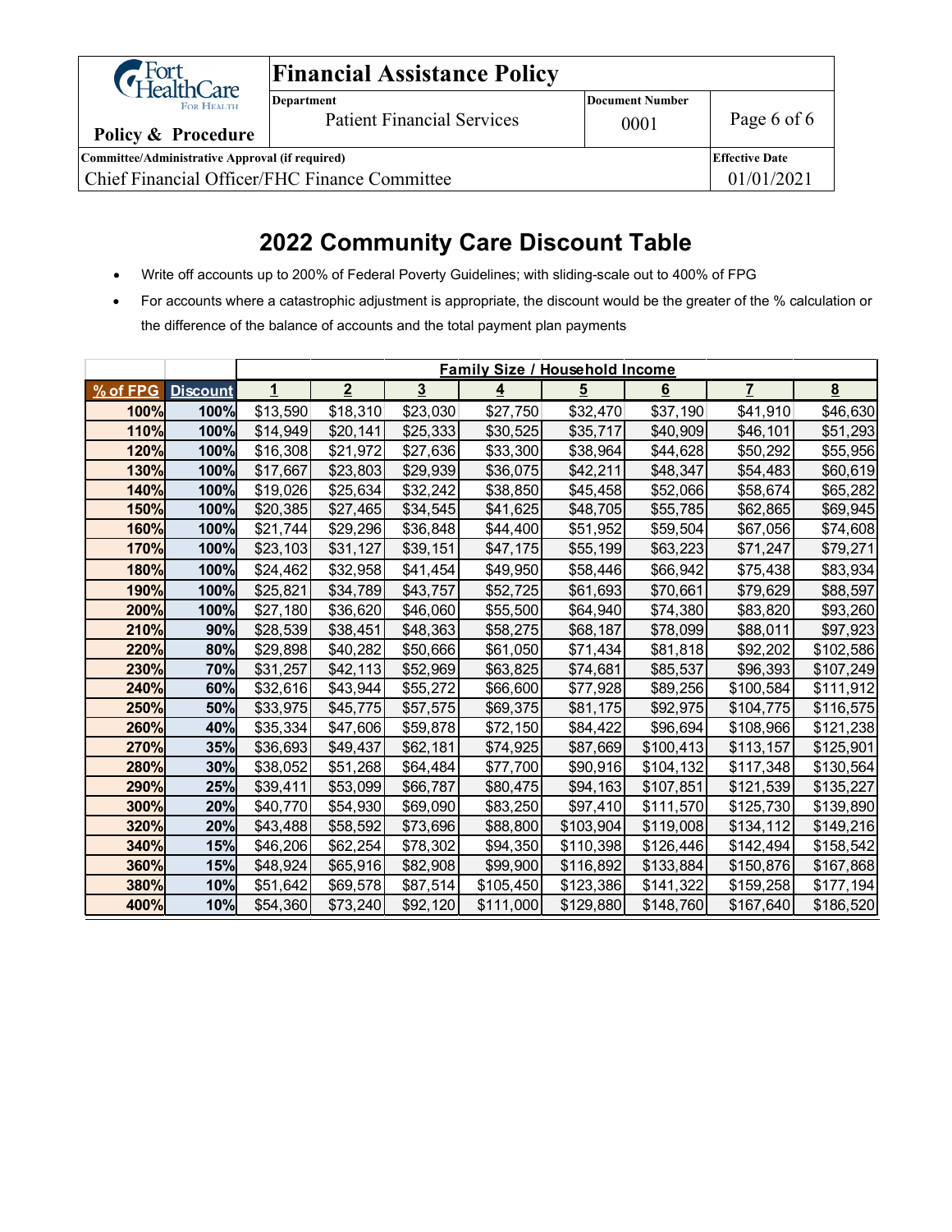## 2022 Community Care Discount Table

- Write off accounts up to 200% of Federal Poverty Guidelines; with sliding-scale out to 400% of FPG
- For accounts where a catastrophic adjustment is appropriate, the discount would be the greater of the % calculation or the difference of the balance of accounts and the total payment plan payments

| | | Family Size / Household Income | | | | | | | |
|---|---|---|---|---|---|---|---|---|---|
| % of FPG | Discount | 1 | 2 | 3 | 4 | 5 | 6 | 7 | 8 |
| 100% | 100% | $13,590 | $18,310 | $23,030 | $27,750 | $32,470 | $37,190 | $41,910 | $46,630 |
| 110% | 100% | $14,949 | $20,141 | $25,333 | $30,525 | $35,717 | $40,909 | $46,101 | $51,293 |
| 120% | 100% | $16,308 | $21,972 | $27,636 | $33,300 | $38,964 | $44,628 | $50,292 | $55,956 |
| 130% | 100% | $17,667 | $23,803 | $29,939 | $36,075 | $42,211 | $48,347 | $54,483 | $60,619 |
| 140% | 100% | $19,026 | $25,634 | $32,242 | $38,850 | $45,458 | $52,066 | $58,674 | $65,282 |
| 150% | 100% | $20,385 | $27,465 | $34,545 | $41,625 | $48,705 | $55,785 | $62,865 | $69,945 |
| 160% | 100% | $21,744 | $29,296 | $36,848 | $44,400 | $51,952 | $59,504 | $67,056 | $74,608 |
| 170% | 100% | $23,103 | $31,127 | $39,151 | $47,175 | $55,199 | $63,223 | $71,247 | $79,271 |
| 180% | 100% | $24,462 | $32,958 | $41,454 | $49,950 | $58,446 | $66,942 | $75,438 | $83,934 |
| 190% | 100% | $25,821 | $34,789 | $43,757 | $52,725 | $61,693 | $70,661 | $79,629 | $88,597 |
| 200% | 100% | $27,180 | $36,620 | $46,060 | $55,500 | $64,940 | $74,380 | $83,820 | $93,260 |
| 210% | 90% | $28,539 | $38,451 | $48,363 | $58,275 | $68,187 | $78,099 | $88,011 | $97,923 |
| 220% | 80% | $29,898 | $40,282 | $50,666 | $61,050 | $71,434 | $81,818 | $92,202 | $102,586 |
| 230% | 70% | $31,257 | $42,113 | $52,969 | $63,825 | $74,681 | $85,537 | $96,393 | $107,249 |
| 240% | 60% | $32,616 | $43,944 | $55,272 | $66,600 | $77,928 | $89,256 | $100,584 | $111,912 |
| 250% | 50% | $33,975 | $45,775 | $57,575 | $69,375 | $81,175 | $92,975 | $104,775 | $116,575 |
| 260% | 40% | $35,334 | $47,606 | $59,878 | $72,150 | $84,422 | $96,694 | $108,966 | $121,238 |
| 270% | 35% | $36,693 | $49,437 | $62,181 | $74,925 | $87,669 | $100,413 | $113,157 | $125,901 |
| 280% | 30% | $38,052 | $51,268 | $64,484 | $77,700 | $90,916 | $104,132 | $117,348 | $130,564 |
| 290% | 25% | $39,411 | $53,099 | $66,787 | $80,475 | $94,163 | $107,851 | $121,539 | $135,227 |
| 300% | 20% | $40,770 | $54,930 | $69,090 | $83,250 | $97,410 | $111,570 | $125,730 | $139,890 |
| 320% | 20% | $43,488 | $58,592 | $73,696 | $88,800 | $103,904 | $119,008 | $134,112 | $149,216 |
| 340% | 15% | $46,206 | $62,254 | $78,302 | $94,350 | $110,398 | $126,446 | $142,494 | $158,542 |
| 360% | 15% | $48,924 | $65,916 | $82,908 | $99,900 | $116,892 | $133,884 | $150,876 | $167,868 |
| 380% | 10% | $51,642 | $69,578 | $87,514 | $105,450 | $123,386 | $141,322 | $159,258 | $177,194 |
| 400% | 10% | $54,360 | $73,240 | $92,120 | $111,000 | $129,880 | $148,760 | $167,640 | $186,520 |